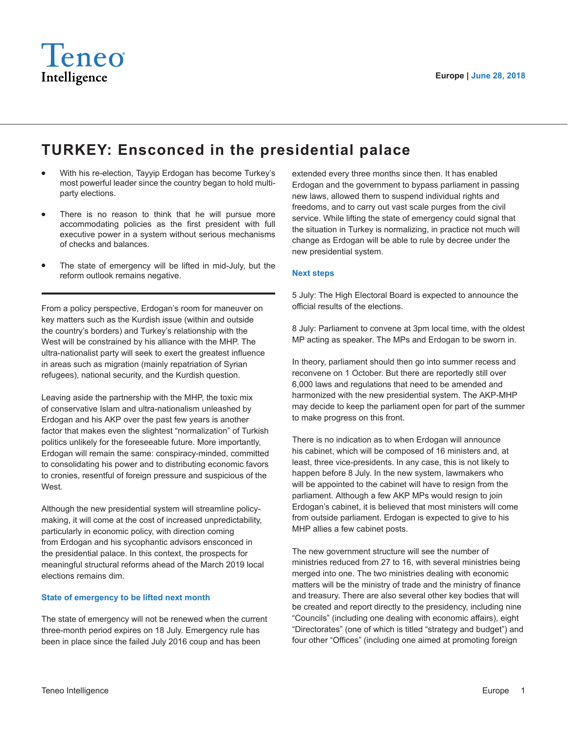Teneo Intelligence

Europe | June 28, 2018

# TURKEY: Ensconced in the presidential palace

- With his re-election, Tayyip Erdogan has become Turkey's most powerful leader since the country began to hold multi-party elections.
- There is no reason to think that he will pursue more accommodating policies as the first president with full executive power in a system without serious mechanisms of checks and balances.
- The state of emergency will be lifted in mid-July, but the reform outlook remains negative.

From a policy perspective, Erdogan's room for maneuver on key matters such as the Kurdish issue (within and outside the country's borders) and Turkey's relationship with the West will be constrained by his alliance with the MHP. The ultra-nationalist party will seek to exert the greatest influence in areas such as migration (mainly repatriation of Syrian refugees), national security, and the Kurdish question.

Leaving aside the partnership with the MHP, the toxic mix of conservative Islam and ultra-nationalism unleashed by Erdogan and his AKP over the past few years is another factor that makes even the slightest "normalization" of Turkish politics unlikely for the foreseeable future. More importantly, Erdogan will remain the same: conspiracy-minded, committed to consolidating his power and to distributing economic favors to cronies, resentful of foreign pressure and suspicious of the West.

Although the new presidential system will streamline policy-making, it will come at the cost of increased unpredictability, particularly in economic policy, with direction coming from Erdogan and his sycophantic advisors ensconced in the presidential palace. In this context, the prospects for meaningful structural reforms ahead of the March 2019 local elections remains dim.

## State of emergency to be lifted next month

The state of emergency will not be renewed when the current three-month period expires on 18 July. Emergency rule has been in place since the failed July 2016 coup and has been extended every three months since then. It has enabled Erdogan and the government to bypass parliament in passing new laws, allowed them to suspend individual rights and freedoms, and to carry out vast scale purges from the civil service. While lifting the state of emergency could signal that the situation in Turkey is normalizing, in practice not much will change as Erdogan will be able to rule by decree under the new presidential system.

## Next steps

5 July: The High Electoral Board is expected to announce the official results of the elections.

8 July: Parliament to convene at 3pm local time, with the oldest MP acting as speaker. The MPs and Erdogan to be sworn in.

In theory, parliament should then go into summer recess and reconvene on 1 October. But there are reportedly still over 6,000 laws and regulations that need to be amended and harmonized with the new presidential system. The AKP-MHP may decide to keep the parliament open for part of the summer to make progress on this front.

There is no indication as to when Erdogan will announce his cabinet, which will be composed of 16 ministers and, at least, three vice-presidents. In any case, this is not likely to happen before 8 July. In the new system, lawmakers who will be appointed to the cabinet will have to resign from the parliament. Although a few AKP MPs would resign to join Erdogan's cabinet, it is believed that most ministers will come from outside parliament. Erdogan is expected to give to his MHP allies a few cabinet posts.

The new government structure will see the number of ministries reduced from 27 to 16, with several ministries being merged into one. The two ministries dealing with economic matters will be the ministry of trade and the ministry of finance and treasury. There are also several other key bodies that will be created and report directly to the presidency, including nine "Councils" (including one dealing with economic affairs), eight "Directorates" (one of which is titled "strategy and budget") and four other "Offices" (including one aimed at promoting foreign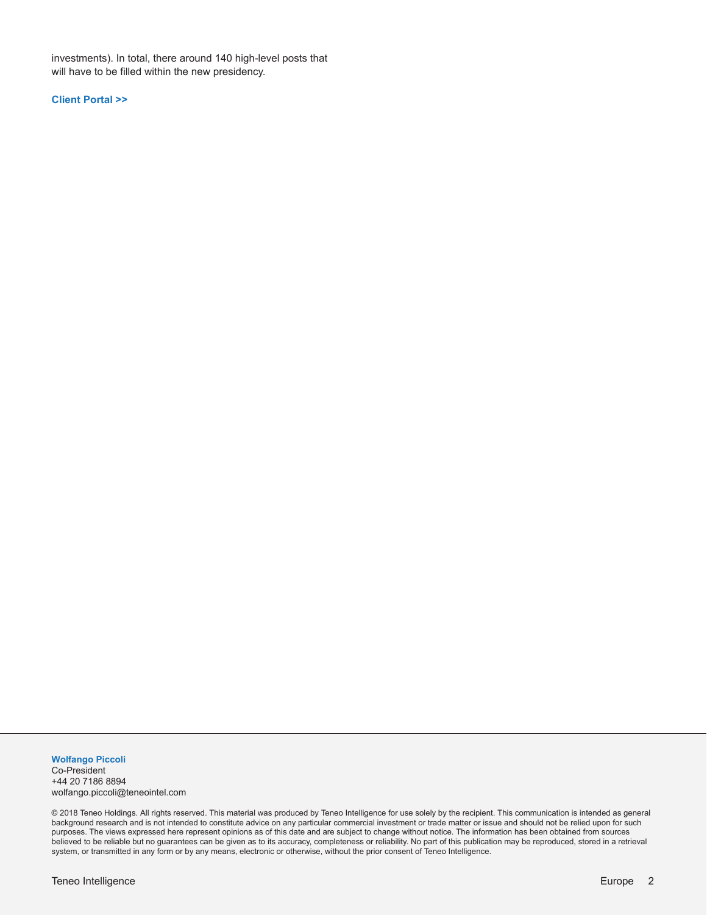investments). In total, there around 140 high-level posts that will have to be filled within the new presidency.

**Client Portal >>**

**Wolfango Piccoli**
Co-President
+44 20 7186 8894
wolfango.piccoli@teneointel.com

© 2018 Teneo Holdings. All rights reserved. This material was produced by Teneo Intelligence for use solely by the recipient. This communication is intended as general background research and is not intended to constitute advice on any particular commercial investment or trade matter or issue and should not be relied upon for such purposes. The views expressed here represent opinions as of this date and are subject to change without notice. The information has been obtained from sources believed to be reliable but no guarantees can be given as to its accuracy, completeness or reliability. No part of this publication may be reproduced, stored in a retrieval system, or transmitted in any form or by any means, electronic or otherwise, without the prior consent of Teneo Intelligence.